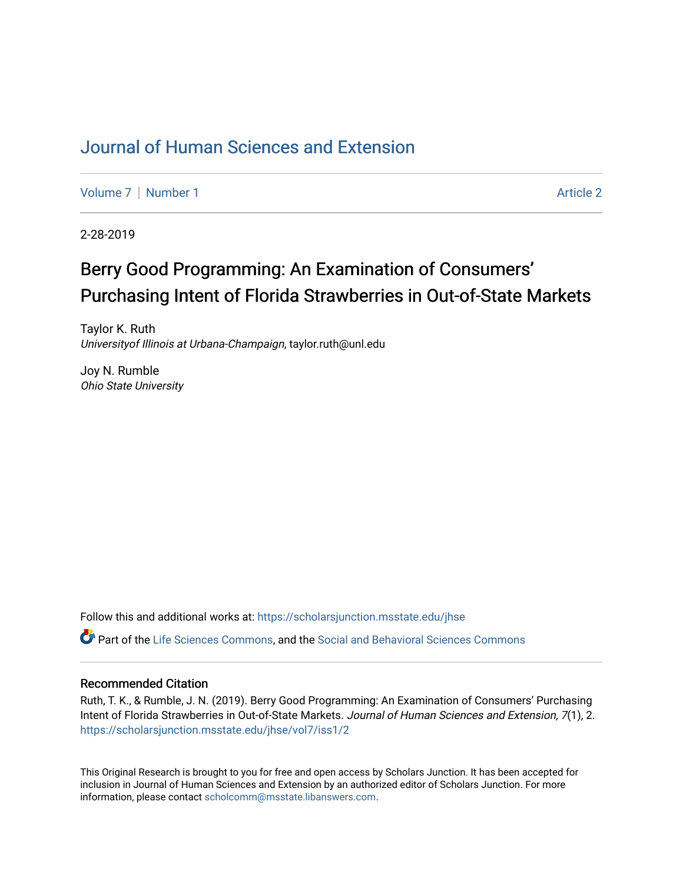# Journal of Human Sciences and Extension

Volume 7 | Number 1 Article 2

2-28-2019

## Berry Good Programming: An Examination of Consumers' Purchasing Intent of Florida Strawberries in Out-of-State Markets

Taylor K. Ruth
*Universityof Illinois at Urbana-Champaign*, taylor.ruth@unl.edu

Joy N. Rumble
*Ohio State University*

Follow this and additional works at: https://scholarsjunction.msstate.edu/jhse

Part of the Life Sciences Commons, and the Social and Behavioral Sciences Commons

### Recommended Citation

Ruth, T. K., & Rumble, J. N. (2019). Berry Good Programming: An Examination of Consumers' Purchasing Intent of Florida Strawberries in Out-of-State Markets. *Journal of Human Sciences and Extension, 7*(1), 2. https://scholarsjunction.msstate.edu/jhse/vol7/iss1/2

This Original Research is brought to you for free and open access by Scholars Junction. It has been accepted for inclusion in Journal of Human Sciences and Extension by an authorized editor of Scholars Junction. For more information, please contact scholcomm@msstate.libanswers.com.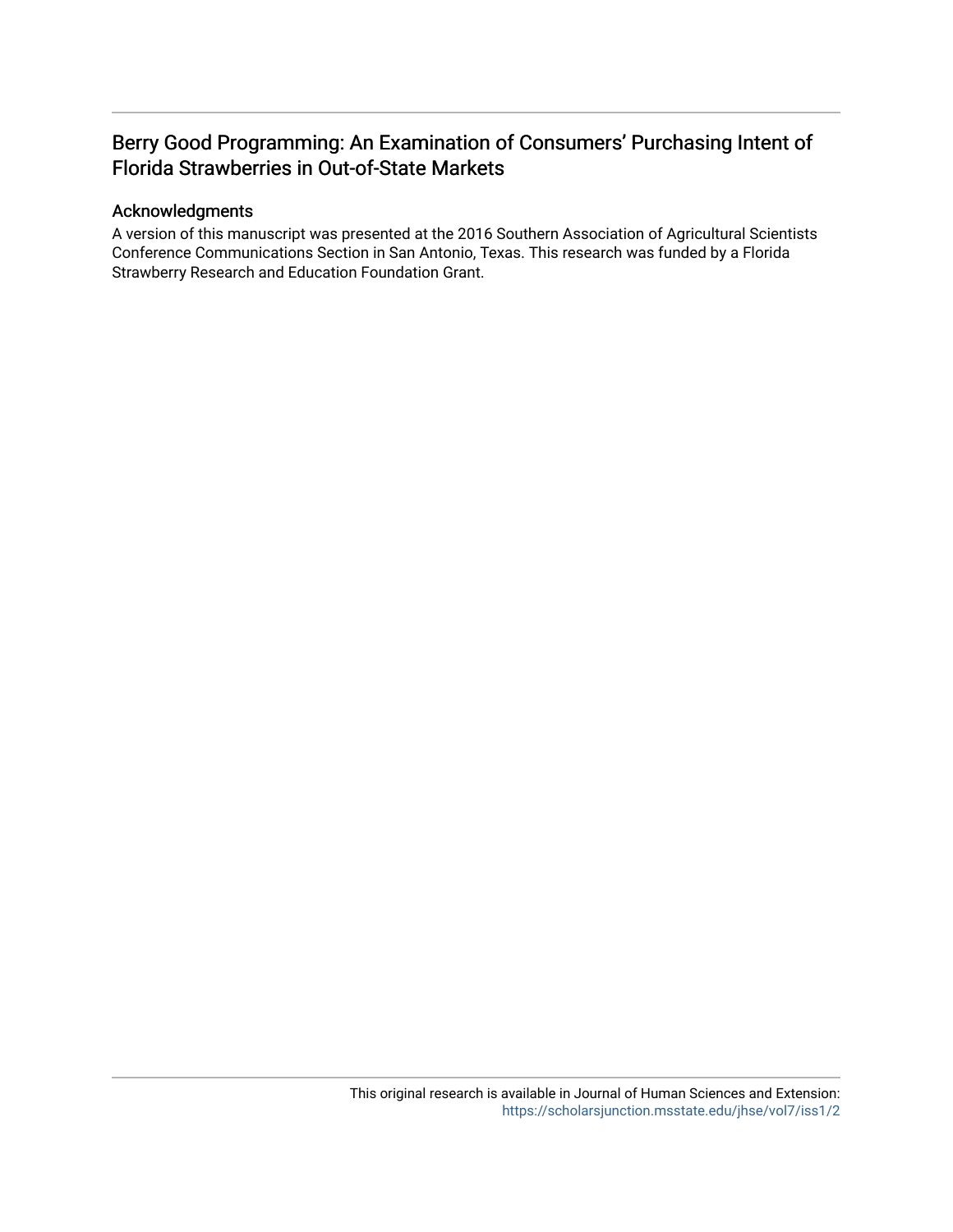# Berry Good Programming: An Examination of Consumers' Purchasing Intent of Florida Strawberries in Out-of-State Markets

## Acknowledgments

A version of this manuscript was presented at the 2016 Southern Association of Agricultural Scientists Conference Communications Section in San Antonio, Texas. This research was funded by a Florida Strawberry Research and Education Foundation Grant.

This original research is available in Journal of Human Sciences and Extension: https://scholarsjunction.msstate.edu/jhse/vol7/iss1/2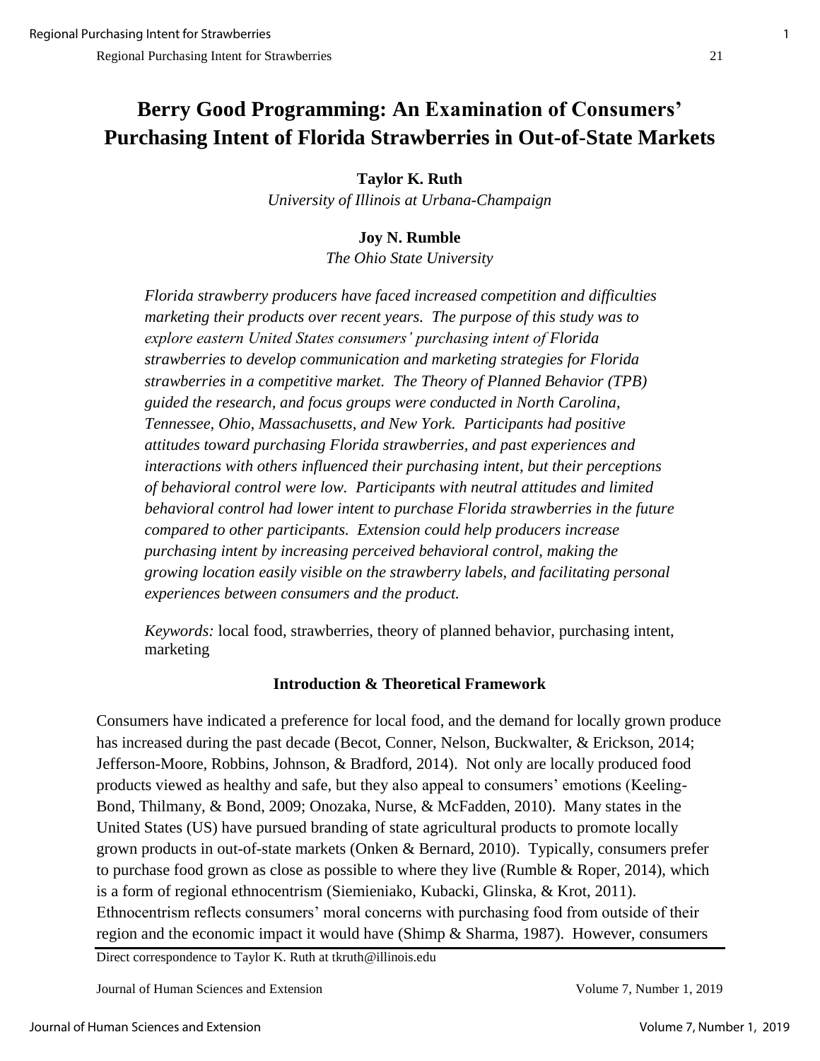# Berry Good Programming: An Examination of Consumers' Purchasing Intent of Florida Strawberries in Out-of-State Markets

**Taylor K. Ruth**
*University of Illinois at Urbana-Champaign*

**Joy N. Rumble**
*The Ohio State University*

*Florida strawberry producers have faced increased competition and difficulties marketing their products over recent years. The purpose of this study was to explore eastern United States consumers' purchasing intent of Florida strawberries to develop communication and marketing strategies for Florida strawberries in a competitive market. The Theory of Planned Behavior (TPB) guided the research, and focus groups were conducted in North Carolina, Tennessee, Ohio, Massachusetts, and New York. Participants had positive attitudes toward purchasing Florida strawberries, and past experiences and interactions with others influenced their purchasing intent, but their perceptions of behavioral control were low. Participants with neutral attitudes and limited behavioral control had lower intent to purchase Florida strawberries in the future compared to other participants. Extension could help producers increase purchasing intent by increasing perceived behavioral control, making the growing location easily visible on the strawberry labels, and facilitating personal experiences between consumers and the product.*

*Keywords:* local food, strawberries, theory of planned behavior, purchasing intent, marketing

## Introduction & Theoretical Framework

Consumers have indicated a preference for local food, and the demand for locally grown produce has increased during the past decade (Becot, Conner, Nelson, Buckwalter, & Erickson, 2014; Jefferson-Moore, Robbins, Johnson, & Bradford, 2014). Not only are locally produced food products viewed as healthy and safe, but they also appeal to consumers' emotions (Keeling-Bond, Thilmany, & Bond, 2009; Onozaka, Nurse, & McFadden, 2010). Many states in the United States (US) have pursued branding of state agricultural products to promote locally grown products in out-of-state markets (Onken & Bernard, 2010). Typically, consumers prefer to purchase food grown as close as possible to where they live (Rumble & Roper, 2014), which is a form of regional ethnocentrism (Siemieniako, Kubacki, Glinska, & Krot, 2011). Ethnocentrism reflects consumers' moral concerns with purchasing food from outside of their region and the economic impact it would have (Shimp & Sharma, 1987). However, consumers

Direct correspondence to Taylor K. Ruth at tkruth@illinois.edu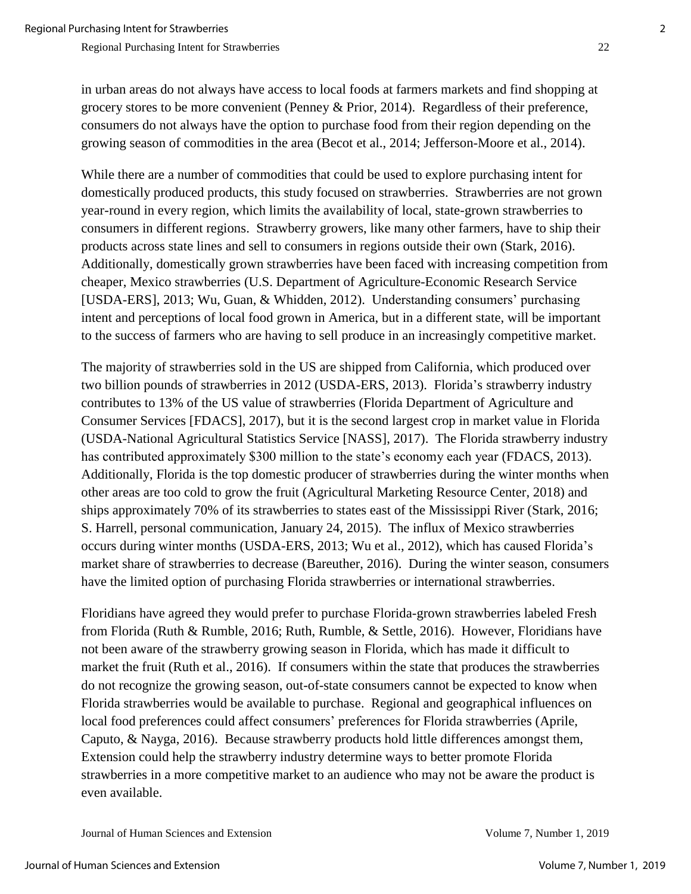in urban areas do not always have access to local foods at farmers markets and find shopping at grocery stores to be more convenient (Penney & Prior, 2014). Regardless of their preference, consumers do not always have the option to purchase food from their region depending on the growing season of commodities in the area (Becot et al., 2014; Jefferson-Moore et al., 2014).

While there are a number of commodities that could be used to explore purchasing intent for domestically produced products, this study focused on strawberries. Strawberries are not grown year-round in every region, which limits the availability of local, state-grown strawberries to consumers in different regions. Strawberry growers, like many other farmers, have to ship their products across state lines and sell to consumers in regions outside their own (Stark, 2016). Additionally, domestically grown strawberries have been faced with increasing competition from cheaper, Mexico strawberries (U.S. Department of Agriculture-Economic Research Service [USDA-ERS], 2013; Wu, Guan, & Whidden, 2012). Understanding consumers' purchasing intent and perceptions of local food grown in America, but in a different state, will be important to the success of farmers who are having to sell produce in an increasingly competitive market.

The majority of strawberries sold in the US are shipped from California, which produced over two billion pounds of strawberries in 2012 (USDA-ERS, 2013). Florida's strawberry industry contributes to 13% of the US value of strawberries (Florida Department of Agriculture and Consumer Services [FDACS], 2017), but it is the second largest crop in market value in Florida (USDA-National Agricultural Statistics Service [NASS], 2017). The Florida strawberry industry has contributed approximately $300 million to the state's economy each year (FDACS, 2013). Additionally, Florida is the top domestic producer of strawberries during the winter months when other areas are too cold to grow the fruit (Agricultural Marketing Resource Center, 2018) and ships approximately 70% of its strawberries to states east of the Mississippi River (Stark, 2016; S. Harrell, personal communication, January 24, 2015). The influx of Mexico strawberries occurs during winter months (USDA-ERS, 2013; Wu et al., 2012), which has caused Florida's market share of strawberries to decrease (Bareuther, 2016). During the winter season, consumers have the limited option of purchasing Florida strawberries or international strawberries.

Floridians have agreed they would prefer to purchase Florida-grown strawberries labeled Fresh from Florida (Ruth & Rumble, 2016; Ruth, Rumble, & Settle, 2016). However, Floridians have not been aware of the strawberry growing season in Florida, which has made it difficult to market the fruit (Ruth et al., 2016). If consumers within the state that produces the strawberries do not recognize the growing season, out-of-state consumers cannot be expected to know when Florida strawberries would be available to purchase. Regional and geographical influences on local food preferences could affect consumers' preferences for Florida strawberries (Aprile, Caputo, & Nayga, 2016). Because strawberry products hold little differences amongst them, Extension could help the strawberry industry determine ways to better promote Florida strawberries in a more competitive market to an audience who may not be aware the product is even available.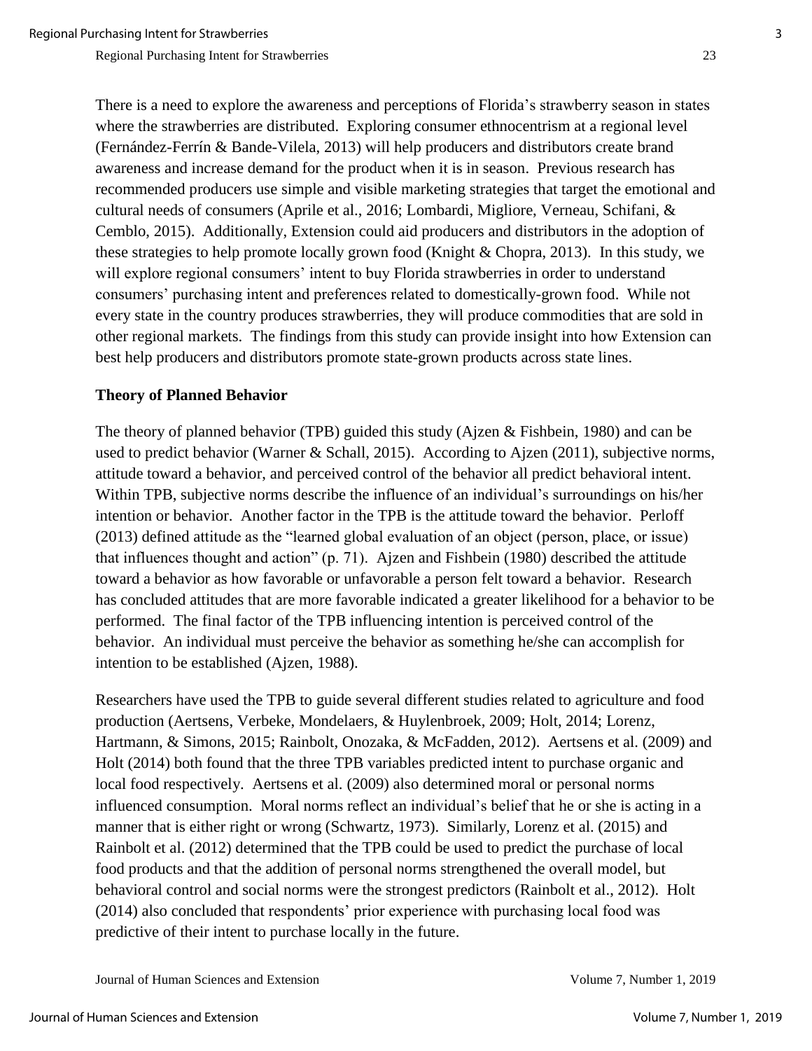There is a need to explore the awareness and perceptions of Florida's strawberry season in states where the strawberries are distributed. Exploring consumer ethnocentrism at a regional level (Fernández-Ferrín & Bande-Vilela, 2013) will help producers and distributors create brand awareness and increase demand for the product when it is in season. Previous research has recommended producers use simple and visible marketing strategies that target the emotional and cultural needs of consumers (Aprile et al., 2016; Lombardi, Migliore, Verneau, Schifani, & Cemblo, 2015). Additionally, Extension could aid producers and distributors in the adoption of these strategies to help promote locally grown food (Knight & Chopra, 2013). In this study, we will explore regional consumers' intent to buy Florida strawberries in order to understand consumers' purchasing intent and preferences related to domestically-grown food. While not every state in the country produces strawberries, they will produce commodities that are sold in other regional markets. The findings from this study can provide insight into how Extension can best help producers and distributors promote state-grown products across state lines.

## Theory of Planned Behavior

The theory of planned behavior (TPB) guided this study (Ajzen & Fishbein, 1980) and can be used to predict behavior (Warner & Schall, 2015). According to Ajzen (2011), subjective norms, attitude toward a behavior, and perceived control of the behavior all predict behavioral intent. Within TPB, subjective norms describe the influence of an individual's surroundings on his/her intention or behavior. Another factor in the TPB is the attitude toward the behavior. Perloff (2013) defined attitude as the "learned global evaluation of an object (person, place, or issue) that influences thought and action" (p. 71). Ajzen and Fishbein (1980) described the attitude toward a behavior as how favorable or unfavorable a person felt toward a behavior. Research has concluded attitudes that are more favorable indicated a greater likelihood for a behavior to be performed. The final factor of the TPB influencing intention is perceived control of the behavior. An individual must perceive the behavior as something he/she can accomplish for intention to be established (Ajzen, 1988).

Researchers have used the TPB to guide several different studies related to agriculture and food production (Aertsens, Verbeke, Mondelaers, & Huylenbroek, 2009; Holt, 2014; Lorenz, Hartmann, & Simons, 2015; Rainbolt, Onozaka, & McFadden, 2012). Aertsens et al. (2009) and Holt (2014) both found that the three TPB variables predicted intent to purchase organic and local food respectively. Aertsens et al. (2009) also determined moral or personal norms influenced consumption. Moral norms reflect an individual's belief that he or she is acting in a manner that is either right or wrong (Schwartz, 1973). Similarly, Lorenz et al. (2015) and Rainbolt et al. (2012) determined that the TPB could be used to predict the purchase of local food products and that the addition of personal norms strengthened the overall model, but behavioral control and social norms were the strongest predictors (Rainbolt et al., 2012). Holt (2014) also concluded that respondents' prior experience with purchasing local food was predictive of their intent to purchase locally in the future.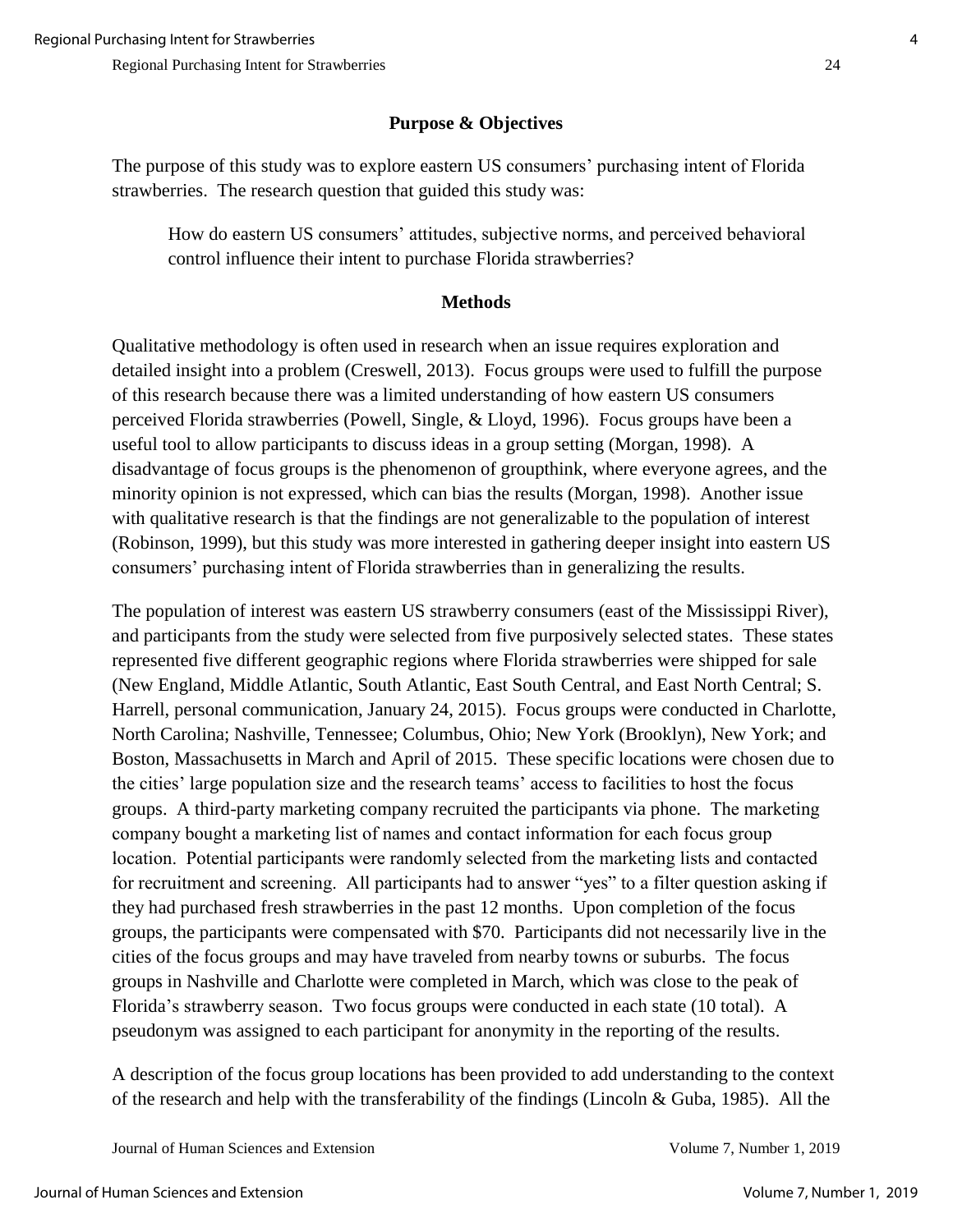## Purpose & Objectives

The purpose of this study was to explore eastern US consumers' purchasing intent of Florida strawberries. The research question that guided this study was:

> How do eastern US consumers' attitudes, subjective norms, and perceived behavioral control influence their intent to purchase Florida strawberries?

## Methods

Qualitative methodology is often used in research when an issue requires exploration and detailed insight into a problem (Creswell, 2013). Focus groups were used to fulfill the purpose of this research because there was a limited understanding of how eastern US consumers perceived Florida strawberries (Powell, Single, & Lloyd, 1996). Focus groups have been a useful tool to allow participants to discuss ideas in a group setting (Morgan, 1998). A disadvantage of focus groups is the phenomenon of groupthink, where everyone agrees, and the minority opinion is not expressed, which can bias the results (Morgan, 1998). Another issue with qualitative research is that the findings are not generalizable to the population of interest (Robinson, 1999), but this study was more interested in gathering deeper insight into eastern US consumers' purchasing intent of Florida strawberries than in generalizing the results.

The population of interest was eastern US strawberry consumers (east of the Mississippi River), and participants from the study were selected from five purposively selected states. These states represented five different geographic regions where Florida strawberries were shipped for sale (New England, Middle Atlantic, South Atlantic, East South Central, and East North Central; S. Harrell, personal communication, January 24, 2015). Focus groups were conducted in Charlotte, North Carolina; Nashville, Tennessee; Columbus, Ohio; New York (Brooklyn), New York; and Boston, Massachusetts in March and April of 2015. These specific locations were chosen due to the cities' large population size and the research teams' access to facilities to host the focus groups. A third-party marketing company recruited the participants via phone. The marketing company bought a marketing list of names and contact information for each focus group location. Potential participants were randomly selected from the marketing lists and contacted for recruitment and screening. All participants had to answer "yes" to a filter question asking if they had purchased fresh strawberries in the past 12 months. Upon completion of the focus groups, the participants were compensated with $70. Participants did not necessarily live in the cities of the focus groups and may have traveled from nearby towns or suburbs. The focus groups in Nashville and Charlotte were completed in March, which was close to the peak of Florida's strawberry season. Two focus groups were conducted in each state (10 total). A pseudonym was assigned to each participant for anonymity in the reporting of the results.

A description of the focus group locations has been provided to add understanding to the context of the research and help with the transferability of the findings (Lincoln & Guba, 1985). All the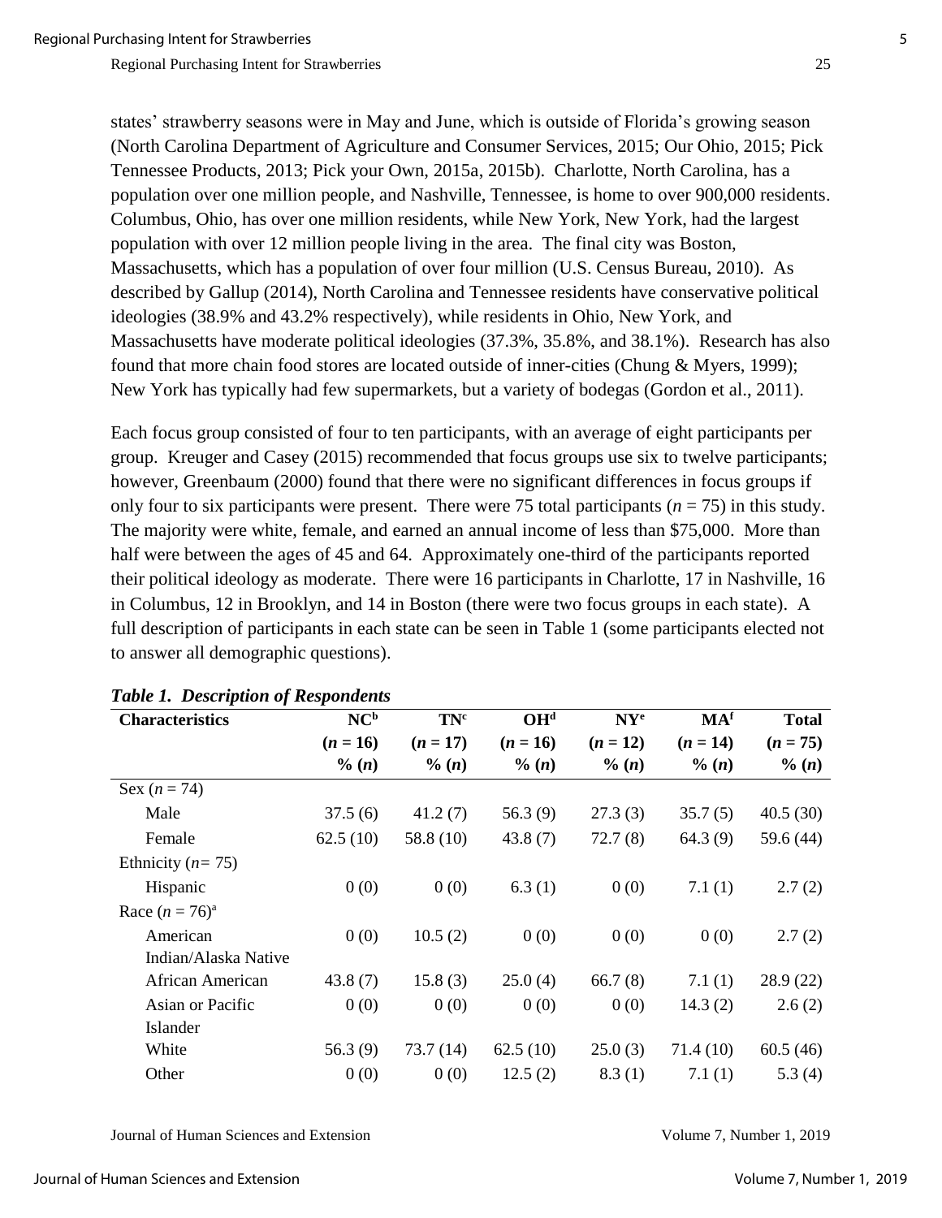states' strawberry seasons were in May and June, which is outside of Florida's growing season (North Carolina Department of Agriculture and Consumer Services, 2015; Our Ohio, 2015; Pick Tennessee Products, 2013; Pick your Own, 2015a, 2015b). Charlotte, North Carolina, has a population over one million people, and Nashville, Tennessee, is home to over 900,000 residents. Columbus, Ohio, has over one million residents, while New York, New York, had the largest population with over 12 million people living in the area. The final city was Boston, Massachusetts, which has a population of over four million (U.S. Census Bureau, 2010). As described by Gallup (2014), North Carolina and Tennessee residents have conservative political ideologies (38.9% and 43.2% respectively), while residents in Ohio, New York, and Massachusetts have moderate political ideologies (37.3%, 35.8%, and 38.1%). Research has also found that more chain food stores are located outside of inner-cities (Chung & Myers, 1999); New York has typically had few supermarkets, but a variety of bodegas (Gordon et al., 2011).

Each focus group consisted of four to ten participants, with an average of eight participants per group. Kreuger and Casey (2015) recommended that focus groups use six to twelve participants; however, Greenbaum (2000) found that there were no significant differences in focus groups if only four to six participants were present. There were 75 total participants ($n$ = 75) in this study. The majority were white, female, and earned an annual income of less than $75,000. More than half were between the ages of 45 and 64. Approximately one-third of the participants reported their political ideology as moderate. There were 16 participants in Charlotte, 17 in Nashville, 16 in Columbus, 12 in Brooklyn, and 14 in Boston (there were two focus groups in each state). A full description of participants in each state can be seen in Table 1 (some participants elected not to answer all demographic questions).

***Table 1. Description of Respondents***

| Characteristics | NC[b] ($n$ = 16) % ($n$) | TN[c] ($n$ = 17) % ($n$) | OH[d] ($n$ = 16) % ($n$) | NY[e] ($n$ = 12) % ($n$) | MA[f] ($n$ = 14) % ($n$) | Total ($n$ = 75) % ($n$) |
|---|---|---|---|---|---|---|
| Sex ($n$ = 74) | | | | | | |
| Male | 37.5 (6) | 41.2 (7) | 56.3 (9) | 27.3 (3) | 35.7 (5) | 40.5 (30) |
| Female | 62.5 (10) | 58.8 (10) | 43.8 (7) | 72.7 (8) | 64.3 (9) | 59.6 (44) |
| Ethnicity ($n$= 75) | | | | | | |
| Hispanic | 0 (0) | 0 (0) | 6.3 (1) | 0 (0) | 7.1 (1) | 2.7 (2) |
| Race ($n$ = 76)[a] | | | | | | |
| American Indian/Alaska Native | 0 (0) | 10.5 (2) | 0 (0) | 0 (0) | 0 (0) | 2.7 (2) |
| African American | 43.8 (7) | 15.8 (3) | 25.0 (4) | 66.7 (8) | 7.1 (1) | 28.9 (22) |
| Asian or Pacific Islander | 0 (0) | 0 (0) | 0 (0) | 0 (0) | 14.3 (2) | 2.6 (2) |
| White | 56.3 (9) | 73.7 (14) | 62.5 (10) | 25.0 (3) | 71.4 (10) | 60.5 (46) |
| Other | 0 (0) | 0 (0) | 12.5 (2) | 8.3 (1) | 7.1 (1) | 5.3 (4) |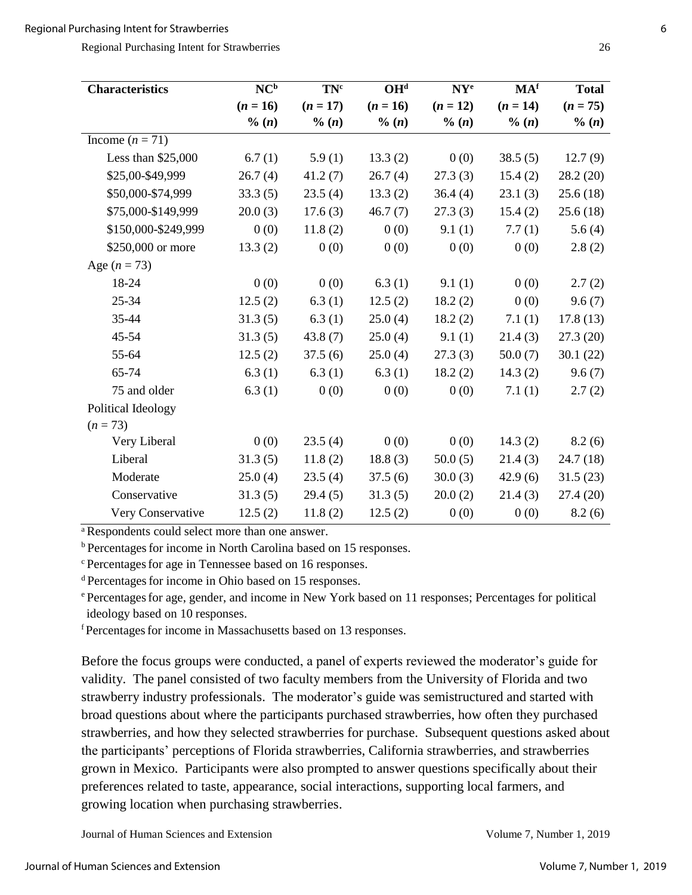| Characteristics | NC[b] (*n* = 16) % (*n*) | TN[c] (*n* = 17) % (*n*) | OH[d] (*n* = 16) % (*n*) | NY[e] (*n* = 12) % (*n*) | MA[f] (*n* = 14) % (*n*) | Total (*n* = 75) % (*n*) |
|---|---|---|---|---|---|---|
| Income (*n* = 71) | | | | | | |
| Less than $25,000 | 6.7 (1) | 5.9 (1) | 13.3 (2) | 0 (0) | 38.5 (5) | 12.7 (9) |
| $25,00-$49,999 | 26.7 (4) | 41.2 (7) | 26.7 (4) | 27.3 (3) | 15.4 (2) | 28.2 (20) |
| $50,000-$74,999 | 33.3 (5) | 23.5 (4) | 13.3 (2) | 36.4 (4) | 23.1 (3) | 25.6 (18) |
| $75,000-$149,999 | 20.0 (3) | 17.6 (3) | 46.7 (7) | 27.3 (3) | 15.4 (2) | 25.6 (18) |
| $150,000-$249,999 | 0 (0) | 11.8 (2) | 0 (0) | 9.1 (1) | 7.7 (1) | 5.6 (4) |
| $250,000 or more | 13.3 (2) | 0 (0) | 0 (0) | 0 (0) | 0 (0) | 2.8 (2) |
| Age (*n* = 73) | | | | | | |
| 18-24 | 0 (0) | 0 (0) | 6.3 (1) | 9.1 (1) | 0 (0) | 2.7 (2) |
| 25-34 | 12.5 (2) | 6.3 (1) | 12.5 (2) | 18.2 (2) | 0 (0) | 9.6 (7) |
| 35-44 | 31.3 (5) | 6.3 (1) | 25.0 (4) | 18.2 (2) | 7.1 (1) | 17.8 (13) |
| 45-54 | 31.3 (5) | 43.8 (7) | 25.0 (4) | 9.1 (1) | 21.4 (3) | 27.3 (20) |
| 55-64 | 12.5 (2) | 37.5 (6) | 25.0 (4) | 27.3 (3) | 50.0 (7) | 30.1 (22) |
| 65-74 | 6.3 (1) | 6.3 (1) | 6.3 (1) | 18.2 (2) | 14.3 (2) | 9.6 (7) |
| 75 and older | 6.3 (1) | 0 (0) | 0 (0) | 0 (0) | 7.1 (1) | 2.7 (2) |
| Political Ideology (*n* = 73) | | | | | | |
| Very Liberal | 0 (0) | 23.5 (4) | 0 (0) | 0 (0) | 14.3 (2) | 8.2 (6) |
| Liberal | 31.3 (5) | 11.8 (2) | 18.8 (3) | 50.0 (5) | 21.4 (3) | 24.7 (18) |
| Moderate | 25.0 (4) | 23.5 (4) | 37.5 (6) | 30.0 (3) | 42.9 (6) | 31.5 (23) |
| Conservative | 31.3 (5) | 29.4 (5) | 31.3 (5) | 20.0 (2) | 21.4 (3) | 27.4 (20) |
| Very Conservative | 12.5 (2) | 11.8 (2) | 12.5 (2) | 0 (0) | 0 (0) | 8.2 (6) |

[a] Respondents could select more than one answer.

[b] Percentages for income in North Carolina based on 15 responses.

[c] Percentages for age in Tennessee based on 16 responses.

[d] Percentages for income in Ohio based on 15 responses.

[e] Percentages for age, gender, and income in New York based on 11 responses; Percentages for political ideology based on 10 responses.

[f] Percentages for income in Massachusetts based on 13 responses.

Before the focus groups were conducted, a panel of experts reviewed the moderator's guide for validity. The panel consisted of two faculty members from the University of Florida and two strawberry industry professionals. The moderator's guide was semistructured and started with broad questions about where the participants purchased strawberries, how often they purchased strawberries, and how they selected strawberries for purchase. Subsequent questions asked about the participants' perceptions of Florida strawberries, California strawberries, and strawberries grown in Mexico. Participants were also prompted to answer questions specifically about their preferences related to taste, appearance, social interactions, supporting local farmers, and growing location when purchasing strawberries.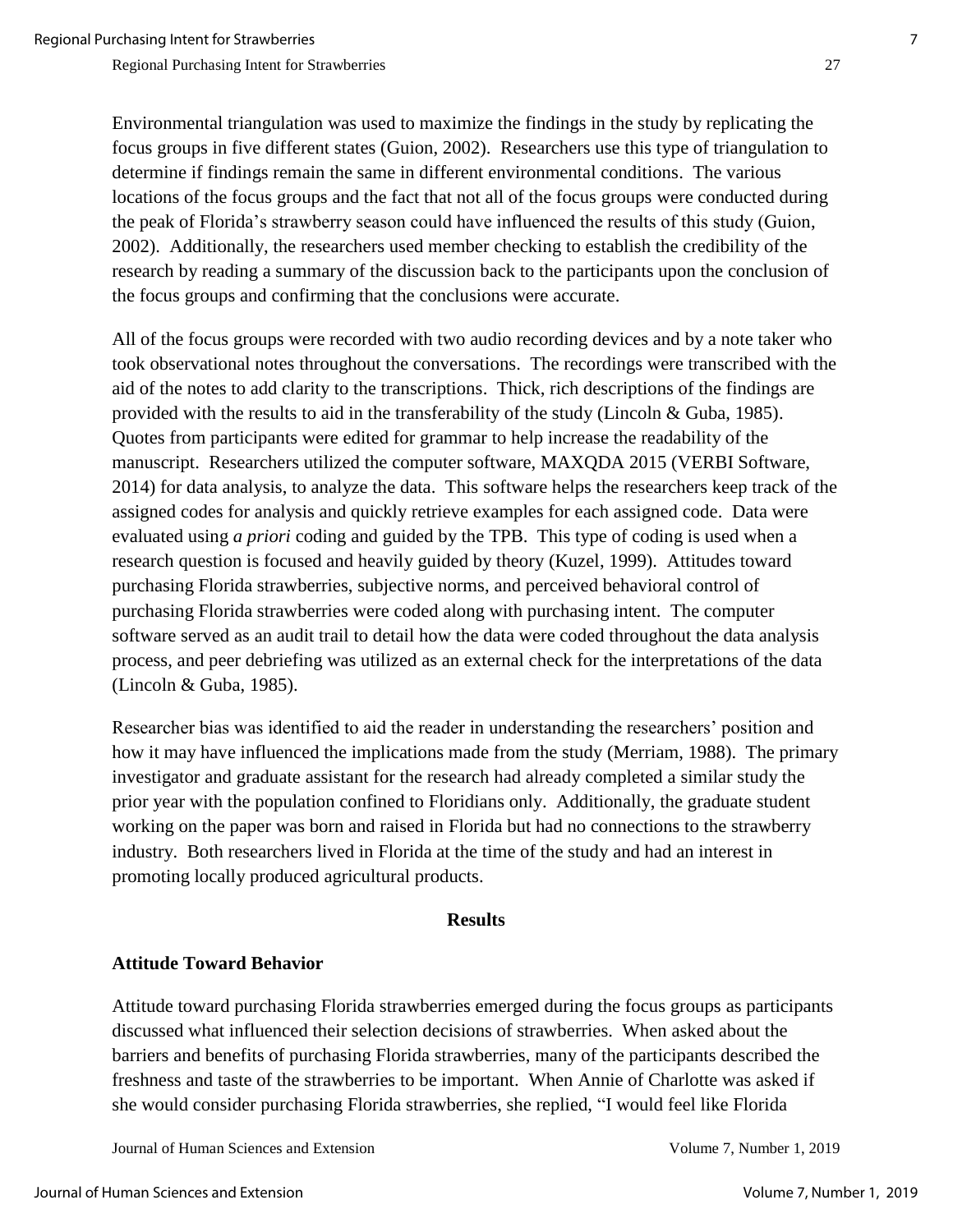Environmental triangulation was used to maximize the findings in the study by replicating the focus groups in five different states (Guion, 2002). Researchers use this type of triangulation to determine if findings remain the same in different environmental conditions. The various locations of the focus groups and the fact that not all of the focus groups were conducted during the peak of Florida's strawberry season could have influenced the results of this study (Guion, 2002). Additionally, the researchers used member checking to establish the credibility of the research by reading a summary of the discussion back to the participants upon the conclusion of the focus groups and confirming that the conclusions were accurate.

All of the focus groups were recorded with two audio recording devices and by a note taker who took observational notes throughout the conversations. The recordings were transcribed with the aid of the notes to add clarity to the transcriptions. Thick, rich descriptions of the findings are provided with the results to aid in the transferability of the study (Lincoln & Guba, 1985). Quotes from participants were edited for grammar to help increase the readability of the manuscript. Researchers utilized the computer software, MAXQDA 2015 (VERBI Software, 2014) for data analysis, to analyze the data. This software helps the researchers keep track of the assigned codes for analysis and quickly retrieve examples for each assigned code. Data were evaluated using *a priori* coding and guided by the TPB. This type of coding is used when a research question is focused and heavily guided by theory (Kuzel, 1999). Attitudes toward purchasing Florida strawberries, subjective norms, and perceived behavioral control of purchasing Florida strawberries were coded along with purchasing intent. The computer software served as an audit trail to detail how the data were coded throughout the data analysis process, and peer debriefing was utilized as an external check for the interpretations of the data (Lincoln & Guba, 1985).

Researcher bias was identified to aid the reader in understanding the researchers' position and how it may have influenced the implications made from the study (Merriam, 1988). The primary investigator and graduate assistant for the research had already completed a similar study the prior year with the population confined to Floridians only. Additionally, the graduate student working on the paper was born and raised in Florida but had no connections to the strawberry industry. Both researchers lived in Florida at the time of the study and had an interest in promoting locally produced agricultural products.

## Results

### Attitude Toward Behavior

Attitude toward purchasing Florida strawberries emerged during the focus groups as participants discussed what influenced their selection decisions of strawberries. When asked about the barriers and benefits of purchasing Florida strawberries, many of the participants described the freshness and taste of the strawberries to be important. When Annie of Charlotte was asked if she would consider purchasing Florida strawberries, she replied, "I would feel like Florida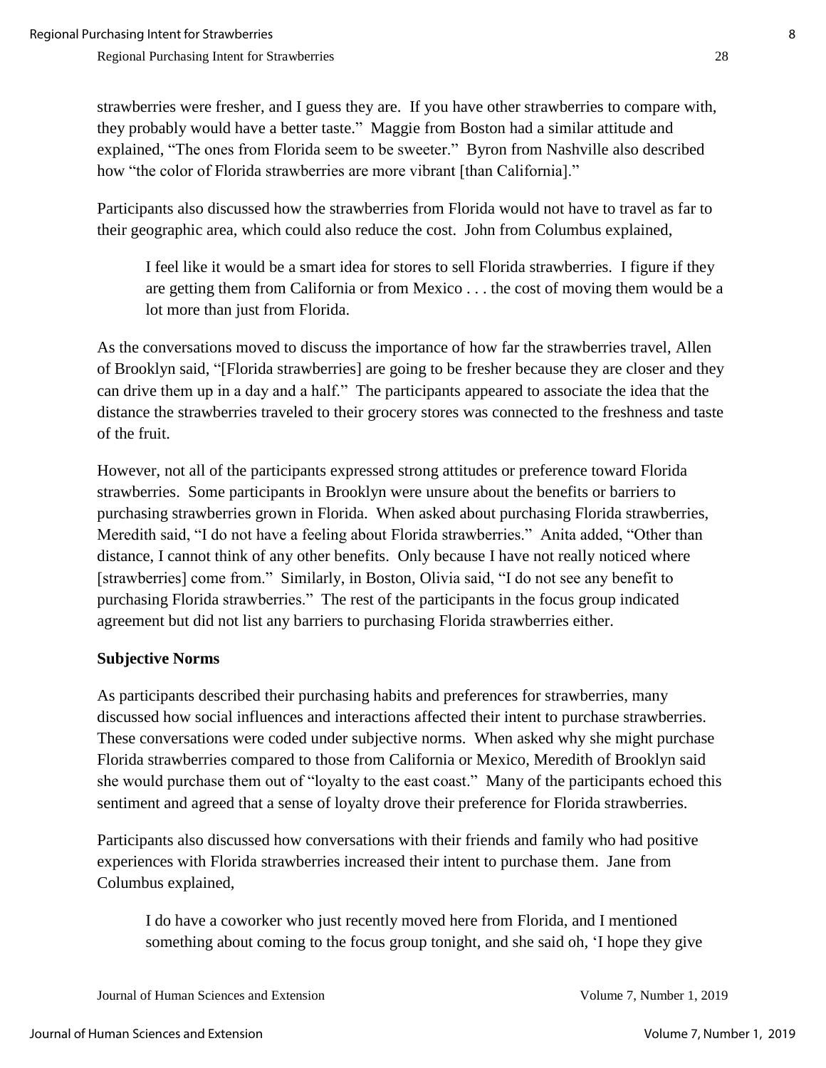strawberries were fresher, and I guess they are. If you have other strawberries to compare with, they probably would have a better taste." Maggie from Boston had a similar attitude and explained, "The ones from Florida seem to be sweeter." Byron from Nashville also described how "the color of Florida strawberries are more vibrant [than California]."

Participants also discussed how the strawberries from Florida would not have to travel as far to their geographic area, which could also reduce the cost. John from Columbus explained,

> I feel like it would be a smart idea for stores to sell Florida strawberries. I figure if they are getting them from California or from Mexico . . . the cost of moving them would be a lot more than just from Florida.

As the conversations moved to discuss the importance of how far the strawberries travel, Allen of Brooklyn said, "[Florida strawberries] are going to be fresher because they are closer and they can drive them up in a day and a half." The participants appeared to associate the idea that the distance the strawberries traveled to their grocery stores was connected to the freshness and taste of the fruit.

However, not all of the participants expressed strong attitudes or preference toward Florida strawberries. Some participants in Brooklyn were unsure about the benefits or barriers to purchasing strawberries grown in Florida. When asked about purchasing Florida strawberries, Meredith said, "I do not have a feeling about Florida strawberries." Anita added, "Other than distance, I cannot think of any other benefits. Only because I have not really noticed where [strawberries] come from." Similarly, in Boston, Olivia said, "I do not see any benefit to purchasing Florida strawberries." The rest of the participants in the focus group indicated agreement but did not list any barriers to purchasing Florida strawberries either.

**Subjective Norms**

As participants described their purchasing habits and preferences for strawberries, many discussed how social influences and interactions affected their intent to purchase strawberries. These conversations were coded under subjective norms. When asked why she might purchase Florida strawberries compared to those from California or Mexico, Meredith of Brooklyn said she would purchase them out of "loyalty to the east coast." Many of the participants echoed this sentiment and agreed that a sense of loyalty drove their preference for Florida strawberries.

Participants also discussed how conversations with their friends and family who had positive experiences with Florida strawberries increased their intent to purchase them. Jane from Columbus explained,

> I do have a coworker who just recently moved here from Florida, and I mentioned something about coming to the focus group tonight, and she said oh, 'I hope they give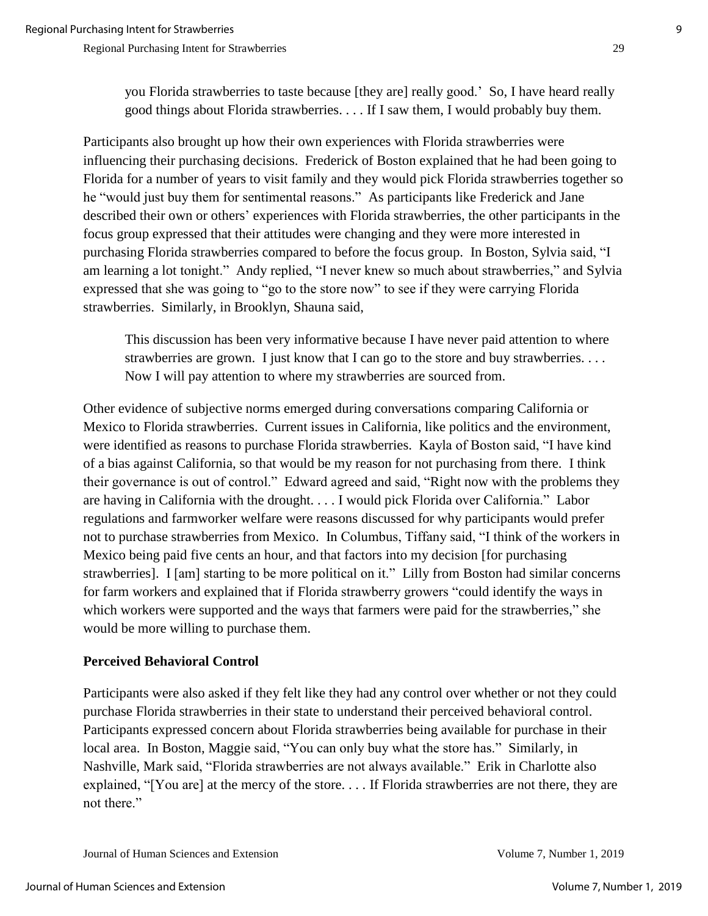> you Florida strawberries to taste because [they are] really good.' So, I have heard really good things about Florida strawberries. . . . If I saw them, I would probably buy them.

Participants also brought up how their own experiences with Florida strawberries were influencing their purchasing decisions. Frederick of Boston explained that he had been going to Florida for a number of years to visit family and they would pick Florida strawberries together so he "would just buy them for sentimental reasons." As participants like Frederick and Jane described their own or others' experiences with Florida strawberries, the other participants in the focus group expressed that their attitudes were changing and they were more interested in purchasing Florida strawberries compared to before the focus group. In Boston, Sylvia said, "I am learning a lot tonight." Andy replied, "I never knew so much about strawberries," and Sylvia expressed that she was going to "go to the store now" to see if they were carrying Florida strawberries. Similarly, in Brooklyn, Shauna said,

> This discussion has been very informative because I have never paid attention to where strawberries are grown. I just know that I can go to the store and buy strawberries. . . . Now I will pay attention to where my strawberries are sourced from.

Other evidence of subjective norms emerged during conversations comparing California or Mexico to Florida strawberries. Current issues in California, like politics and the environment, were identified as reasons to purchase Florida strawberries. Kayla of Boston said, "I have kind of a bias against California, so that would be my reason for not purchasing from there. I think their governance is out of control." Edward agreed and said, "Right now with the problems they are having in California with the drought. . . . I would pick Florida over California." Labor regulations and farmworker welfare were reasons discussed for why participants would prefer not to purchase strawberries from Mexico. In Columbus, Tiffany said, "I think of the workers in Mexico being paid five cents an hour, and that factors into my decision [for purchasing strawberries]. I [am] starting to be more political on it." Lilly from Boston had similar concerns for farm workers and explained that if Florida strawberry growers "could identify the ways in which workers were supported and the ways that farmers were paid for the strawberries," she would be more willing to purchase them.

## Perceived Behavioral Control

Participants were also asked if they felt like they had any control over whether or not they could purchase Florida strawberries in their state to understand their perceived behavioral control. Participants expressed concern about Florida strawberries being available for purchase in their local area. In Boston, Maggie said, "You can only buy what the store has." Similarly, in Nashville, Mark said, "Florida strawberries are not always available." Erik in Charlotte also explained, "[You are] at the mercy of the store. . . . If Florida strawberries are not there, they are not there."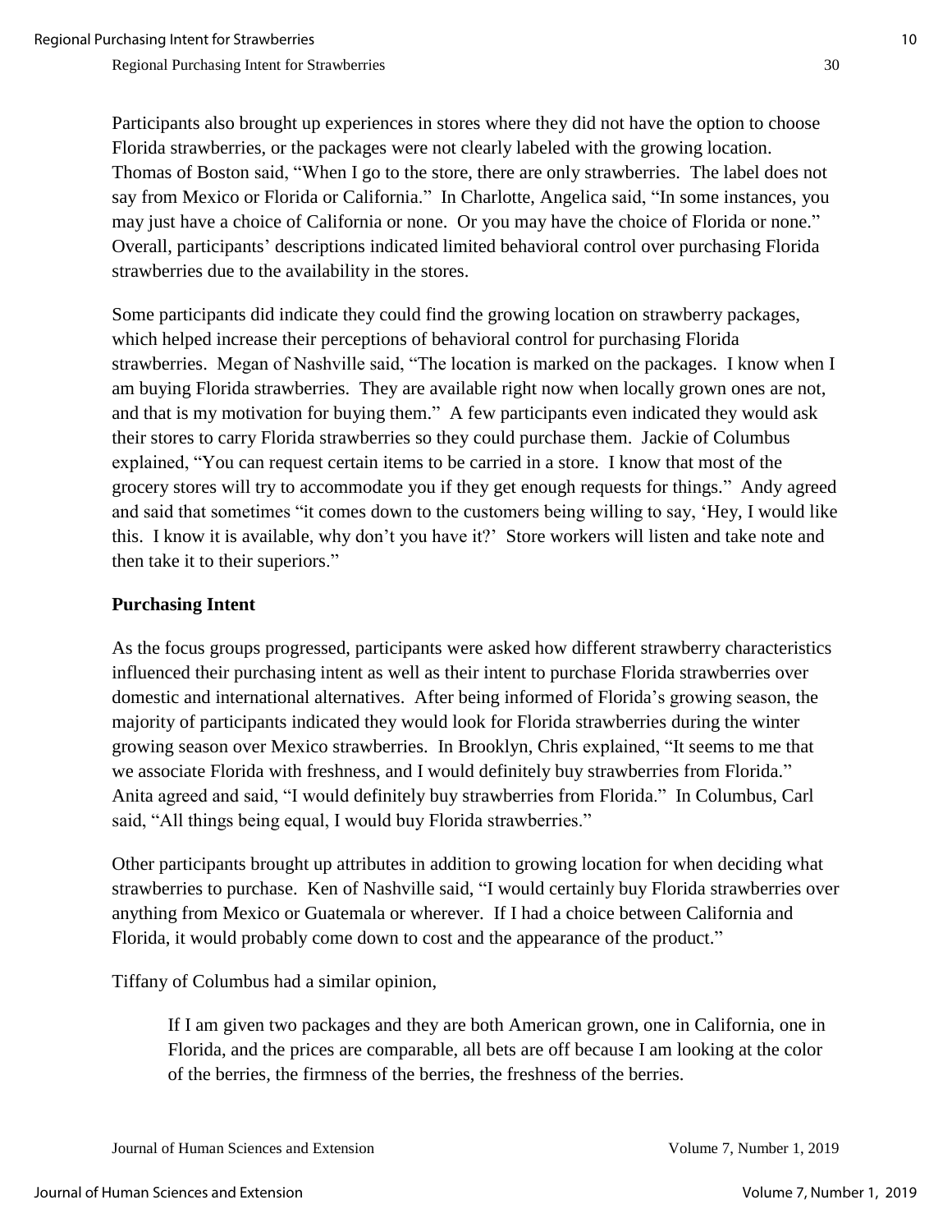Participants also brought up experiences in stores where they did not have the option to choose Florida strawberries, or the packages were not clearly labeled with the growing location. Thomas of Boston said, "When I go to the store, there are only strawberries. The label does not say from Mexico or Florida or California." In Charlotte, Angelica said, "In some instances, you may just have a choice of California or none. Or you may have the choice of Florida or none." Overall, participants' descriptions indicated limited behavioral control over purchasing Florida strawberries due to the availability in the stores.

Some participants did indicate they could find the growing location on strawberry packages, which helped increase their perceptions of behavioral control for purchasing Florida strawberries. Megan of Nashville said, "The location is marked on the packages. I know when I am buying Florida strawberries. They are available right now when locally grown ones are not, and that is my motivation for buying them." A few participants even indicated they would ask their stores to carry Florida strawberries so they could purchase them. Jackie of Columbus explained, "You can request certain items to be carried in a store. I know that most of the grocery stores will try to accommodate you if they get enough requests for things." Andy agreed and said that sometimes "it comes down to the customers being willing to say, 'Hey, I would like this. I know it is available, why don't you have it?' Store workers will listen and take note and then take it to their superiors."

**Purchasing Intent**

As the focus groups progressed, participants were asked how different strawberry characteristics influenced their purchasing intent as well as their intent to purchase Florida strawberries over domestic and international alternatives. After being informed of Florida's growing season, the majority of participants indicated they would look for Florida strawberries during the winter growing season over Mexico strawberries. In Brooklyn, Chris explained, "It seems to me that we associate Florida with freshness, and I would definitely buy strawberries from Florida." Anita agreed and said, "I would definitely buy strawberries from Florida." In Columbus, Carl said, "All things being equal, I would buy Florida strawberries."

Other participants brought up attributes in addition to growing location for when deciding what strawberries to purchase. Ken of Nashville said, "I would certainly buy Florida strawberries over anything from Mexico or Guatemala or wherever. If I had a choice between California and Florida, it would probably come down to cost and the appearance of the product."

Tiffany of Columbus had a similar opinion,

> If I am given two packages and they are both American grown, one in California, one in Florida, and the prices are comparable, all bets are off because I am looking at the color of the berries, the firmness of the berries, the freshness of the berries.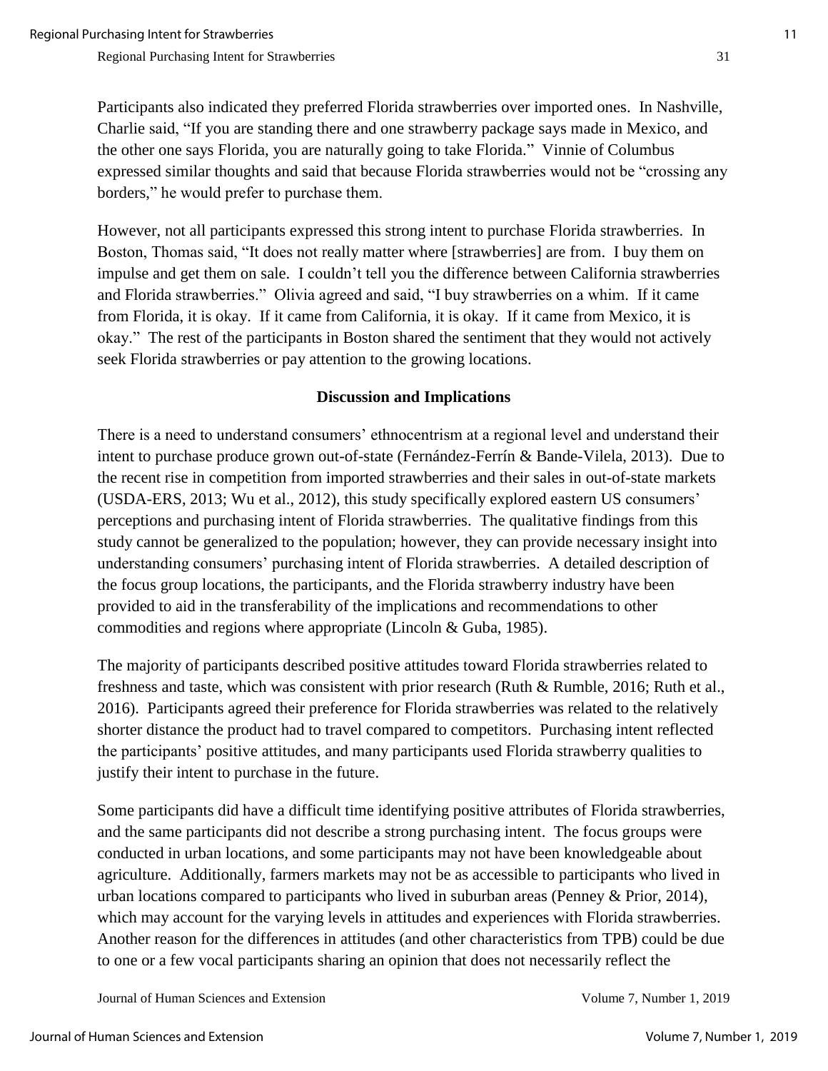Participants also indicated they preferred Florida strawberries over imported ones. In Nashville, Charlie said, "If you are standing there and one strawberry package says made in Mexico, and the other one says Florida, you are naturally going to take Florida." Vinnie of Columbus expressed similar thoughts and said that because Florida strawberries would not be "crossing any borders," he would prefer to purchase them.

However, not all participants expressed this strong intent to purchase Florida strawberries. In Boston, Thomas said, "It does not really matter where [strawberries] are from. I buy them on impulse and get them on sale. I couldn't tell you the difference between California strawberries and Florida strawberries." Olivia agreed and said, "I buy strawberries on a whim. If it came from Florida, it is okay. If it came from California, it is okay. If it came from Mexico, it is okay." The rest of the participants in Boston shared the sentiment that they would not actively seek Florida strawberries or pay attention to the growing locations.

## Discussion and Implications

There is a need to understand consumers' ethnocentrism at a regional level and understand their intent to purchase produce grown out-of-state (Fernández-Ferrín & Bande-Vilela, 2013). Due to the recent rise in competition from imported strawberries and their sales in out-of-state markets (USDA-ERS, 2013; Wu et al., 2012), this study specifically explored eastern US consumers' perceptions and purchasing intent of Florida strawberries. The qualitative findings from this study cannot be generalized to the population; however, they can provide necessary insight into understanding consumers' purchasing intent of Florida strawberries. A detailed description of the focus group locations, the participants, and the Florida strawberry industry have been provided to aid in the transferability of the implications and recommendations to other commodities and regions where appropriate (Lincoln & Guba, 1985).

The majority of participants described positive attitudes toward Florida strawberries related to freshness and taste, which was consistent with prior research (Ruth & Rumble, 2016; Ruth et al., 2016). Participants agreed their preference for Florida strawberries was related to the relatively shorter distance the product had to travel compared to competitors. Purchasing intent reflected the participants' positive attitudes, and many participants used Florida strawberry qualities to justify their intent to purchase in the future.

Some participants did have a difficult time identifying positive attributes of Florida strawberries, and the same participants did not describe a strong purchasing intent. The focus groups were conducted in urban locations, and some participants may not have been knowledgeable about agriculture. Additionally, farmers markets may not be as accessible to participants who lived in urban locations compared to participants who lived in suburban areas (Penney & Prior, 2014), which may account for the varying levels in attitudes and experiences with Florida strawberries. Another reason for the differences in attitudes (and other characteristics from TPB) could be due to one or a few vocal participants sharing an opinion that does not necessarily reflect the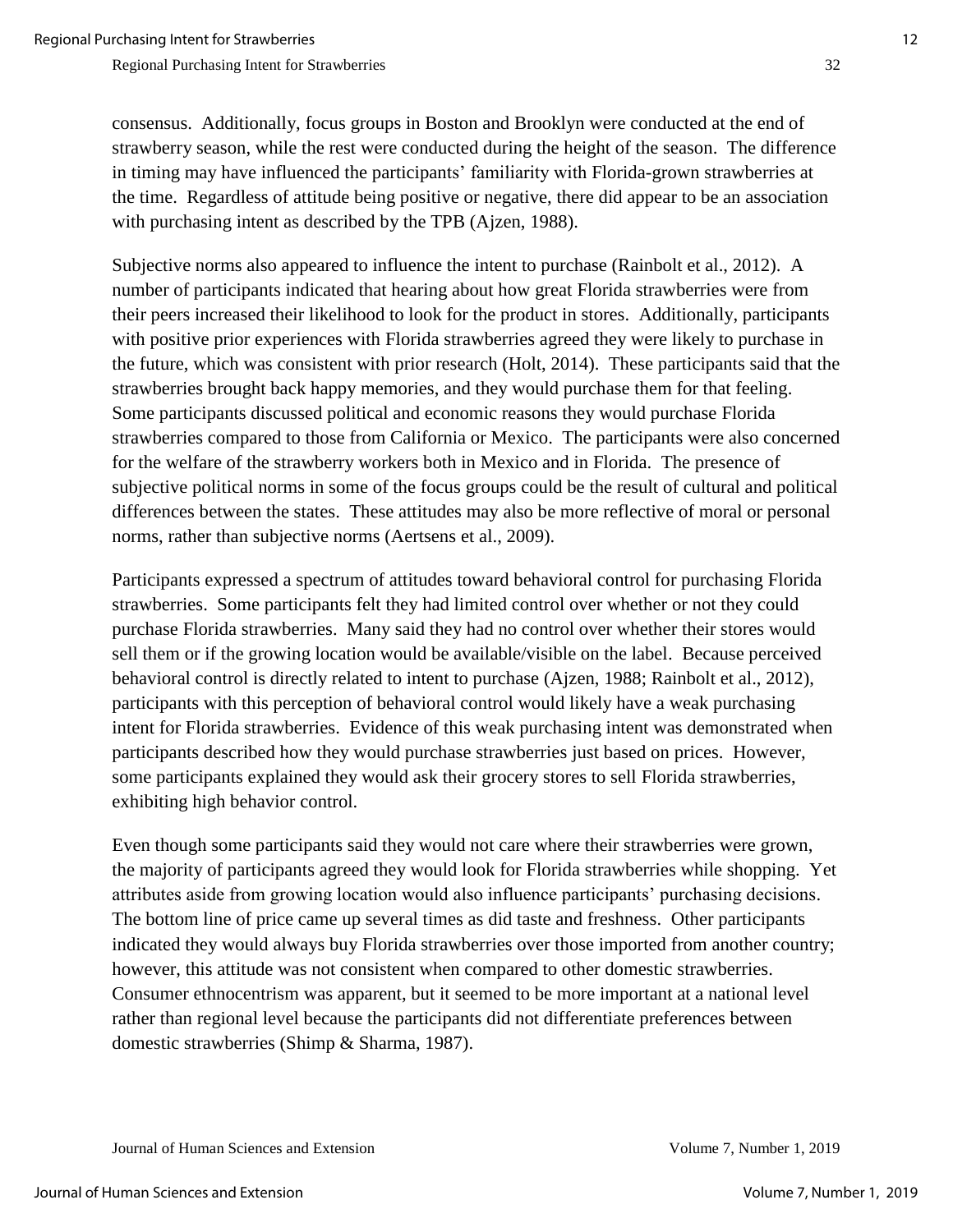consensus. Additionally, focus groups in Boston and Brooklyn were conducted at the end of strawberry season, while the rest were conducted during the height of the season. The difference in timing may have influenced the participants' familiarity with Florida-grown strawberries at the time. Regardless of attitude being positive or negative, there did appear to be an association with purchasing intent as described by the TPB (Ajzen, 1988).

Subjective norms also appeared to influence the intent to purchase (Rainbolt et al., 2012). A number of participants indicated that hearing about how great Florida strawberries were from their peers increased their likelihood to look for the product in stores. Additionally, participants with positive prior experiences with Florida strawberries agreed they were likely to purchase in the future, which was consistent with prior research (Holt, 2014). These participants said that the strawberries brought back happy memories, and they would purchase them for that feeling. Some participants discussed political and economic reasons they would purchase Florida strawberries compared to those from California or Mexico. The participants were also concerned for the welfare of the strawberry workers both in Mexico and in Florida. The presence of subjective political norms in some of the focus groups could be the result of cultural and political differences between the states. These attitudes may also be more reflective of moral or personal norms, rather than subjective norms (Aertsens et al., 2009).

Participants expressed a spectrum of attitudes toward behavioral control for purchasing Florida strawberries. Some participants felt they had limited control over whether or not they could purchase Florida strawberries. Many said they had no control over whether their stores would sell them or if the growing location would be available/visible on the label. Because perceived behavioral control is directly related to intent to purchase (Ajzen, 1988; Rainbolt et al., 2012), participants with this perception of behavioral control would likely have a weak purchasing intent for Florida strawberries. Evidence of this weak purchasing intent was demonstrated when participants described how they would purchase strawberries just based on prices. However, some participants explained they would ask their grocery stores to sell Florida strawberries, exhibiting high behavior control.

Even though some participants said they would not care where their strawberries were grown, the majority of participants agreed they would look for Florida strawberries while shopping. Yet attributes aside from growing location would also influence participants' purchasing decisions. The bottom line of price came up several times as did taste and freshness. Other participants indicated they would always buy Florida strawberries over those imported from another country; however, this attitude was not consistent when compared to other domestic strawberries. Consumer ethnocentrism was apparent, but it seemed to be more important at a national level rather than regional level because the participants did not differentiate preferences between domestic strawberries (Shimp & Sharma, 1987).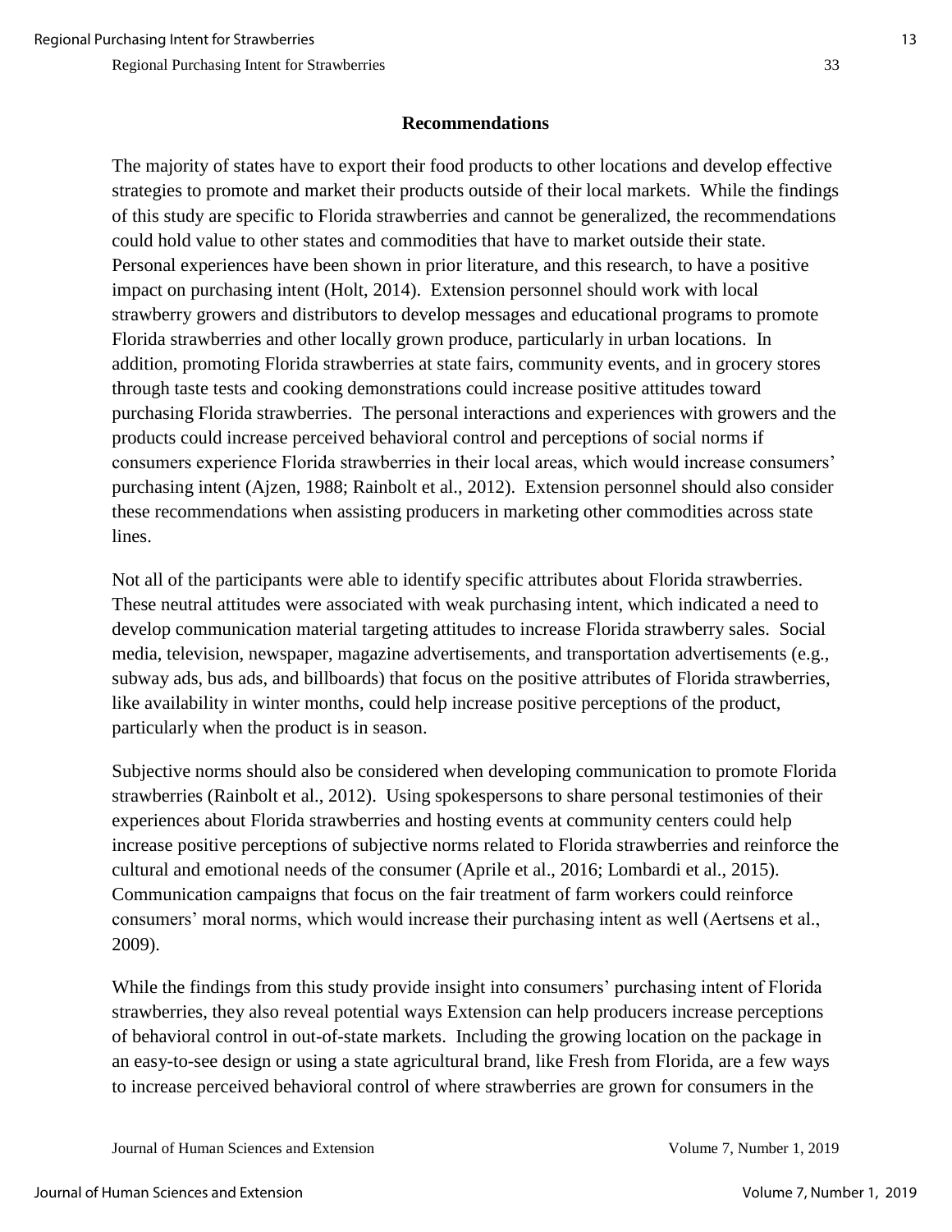## Recommendations

The majority of states have to export their food products to other locations and develop effective strategies to promote and market their products outside of their local markets. While the findings of this study are specific to Florida strawberries and cannot be generalized, the recommendations could hold value to other states and commodities that have to market outside their state. Personal experiences have been shown in prior literature, and this research, to have a positive impact on purchasing intent (Holt, 2014). Extension personnel should work with local strawberry growers and distributors to develop messages and educational programs to promote Florida strawberries and other locally grown produce, particularly in urban locations. In addition, promoting Florida strawberries at state fairs, community events, and in grocery stores through taste tests and cooking demonstrations could increase positive attitudes toward purchasing Florida strawberries. The personal interactions and experiences with growers and the products could increase perceived behavioral control and perceptions of social norms if consumers experience Florida strawberries in their local areas, which would increase consumers' purchasing intent (Ajzen, 1988; Rainbolt et al., 2012). Extension personnel should also consider these recommendations when assisting producers in marketing other commodities across state lines.

Not all of the participants were able to identify specific attributes about Florida strawberries. These neutral attitudes were associated with weak purchasing intent, which indicated a need to develop communication material targeting attitudes to increase Florida strawberry sales. Social media, television, newspaper, magazine advertisements, and transportation advertisements (e.g., subway ads, bus ads, and billboards) that focus on the positive attributes of Florida strawberries, like availability in winter months, could help increase positive perceptions of the product, particularly when the product is in season.

Subjective norms should also be considered when developing communication to promote Florida strawberries (Rainbolt et al., 2012). Using spokespersons to share personal testimonies of their experiences about Florida strawberries and hosting events at community centers could help increase positive perceptions of subjective norms related to Florida strawberries and reinforce the cultural and emotional needs of the consumer (Aprile et al., 2016; Lombardi et al., 2015). Communication campaigns that focus on the fair treatment of farm workers could reinforce consumers' moral norms, which would increase their purchasing intent as well (Aertsens et al., 2009).

While the findings from this study provide insight into consumers' purchasing intent of Florida strawberries, they also reveal potential ways Extension can help producers increase perceptions of behavioral control in out-of-state markets. Including the growing location on the package in an easy-to-see design or using a state agricultural brand, like Fresh from Florida, are a few ways to increase perceived behavioral control of where strawberries are grown for consumers in the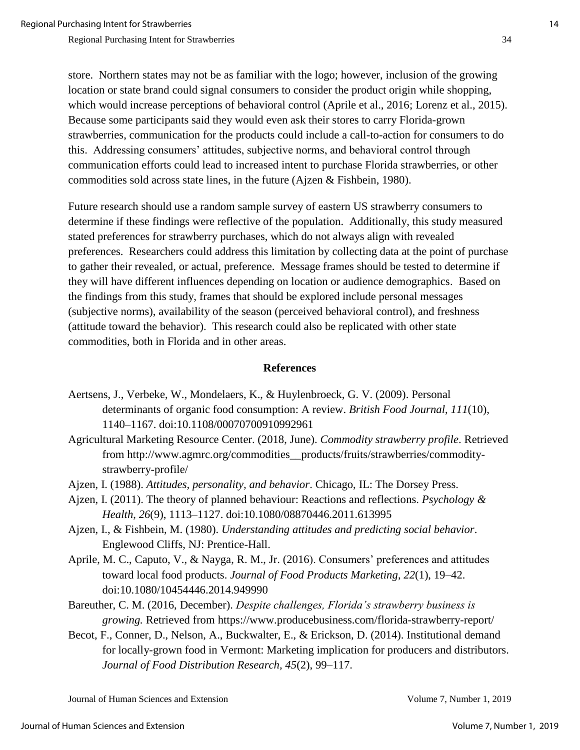store. Northern states may not be as familiar with the logo; however, inclusion of the growing location or state brand could signal consumers to consider the product origin while shopping, which would increase perceptions of behavioral control (Aprile et al., 2016; Lorenz et al., 2015). Because some participants said they would even ask their stores to carry Florida-grown strawberries, communication for the products could include a call-to-action for consumers to do this. Addressing consumers' attitudes, subjective norms, and behavioral control through communication efforts could lead to increased intent to purchase Florida strawberries, or other commodities sold across state lines, in the future (Ajzen & Fishbein, 1980).

Future research should use a random sample survey of eastern US strawberry consumers to determine if these findings were reflective of the population. Additionally, this study measured stated preferences for strawberry purchases, which do not always align with revealed preferences. Researchers could address this limitation by collecting data at the point of purchase to gather their revealed, or actual, preference. Message frames should be tested to determine if they will have different influences depending on location or audience demographics. Based on the findings from this study, frames that should be explored include personal messages (subjective norms), availability of the season (perceived behavioral control), and freshness (attitude toward the behavior). This research could also be replicated with other state commodities, both in Florida and in other areas.

## References

Aertsens, J., Verbeke, W., Mondelaers, K., & Huylenbroeck, G. V. (2009). Personal determinants of organic food consumption: A review. *British Food Journal*, *111*(10), 1140–1167. doi:10.1108/00070700910992961

Agricultural Marketing Resource Center. (2018, June). *Commodity strawberry profile*. Retrieved from http://www.agmrc.org/commodities__products/fruits/strawberries/commodity-strawberry-profile/

Ajzen, I. (1988). *Attitudes, personality, and behavior*. Chicago, IL: The Dorsey Press.

Ajzen, I. (2011). The theory of planned behaviour: Reactions and reflections. *Psychology & Health*, *26*(9), 1113–1127. doi:10.1080/08870446.2011.613995

Ajzen, I., & Fishbein, M. (1980). *Understanding attitudes and predicting social behavior*. Englewood Cliffs, NJ: Prentice-Hall.

Aprile, M. C., Caputo, V., & Nayga, R. M., Jr. (2016). Consumers' preferences and attitudes toward local food products. *Journal of Food Products Marketing, 22*(1), 19–42. doi:10.1080/10454446.2014.949990

Bareuther, C. M. (2016, December). *Despite challenges, Florida's strawberry business is growing.* Retrieved from https://www.producebusiness.com/florida-strawberry-report/

Becot, F., Conner, D., Nelson, A., Buckwalter, E., & Erickson, D. (2014). Institutional demand for locally-grown food in Vermont: Marketing implication for producers and distributors. *Journal of Food Distribution Research, 45*(2), 99–117.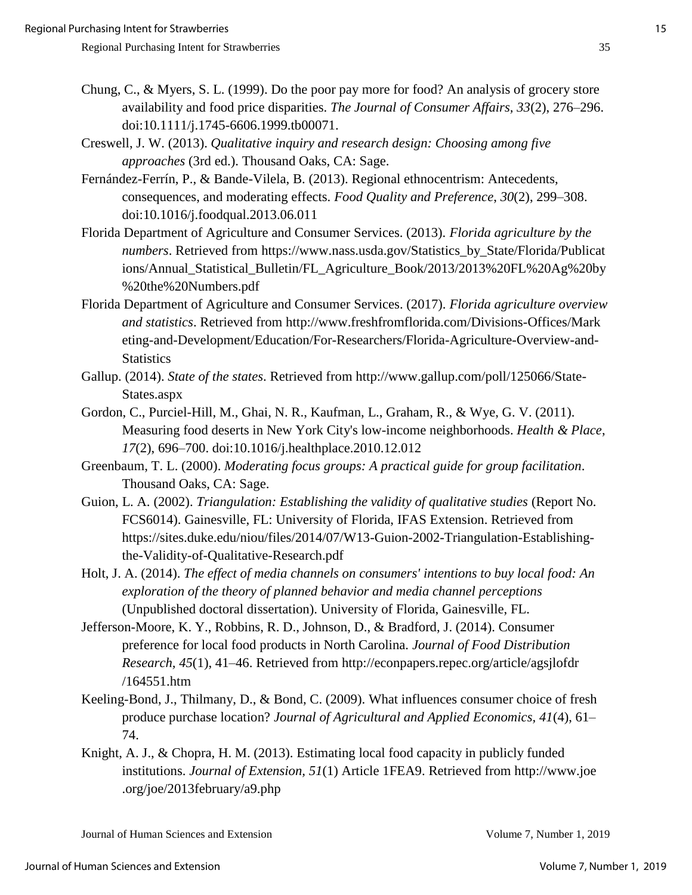Chung, C., & Myers, S. L. (1999). Do the poor pay more for food? An analysis of grocery store availability and food price disparities. *The Journal of Consumer Affairs, 33*(2), 276–296. doi:10.1111/j.1745-6606.1999.tb00071.

Creswell, J. W. (2013). *Qualitative inquiry and research design: Choosing among five approaches* (3rd ed.). Thousand Oaks, CA: Sage.

Fernández-Ferrín, P., & Bande-Vilela, B. (2013). Regional ethnocentrism: Antecedents, consequences, and moderating effects. *Food Quality and Preference, 30*(2), 299–308. doi:10.1016/j.foodqual.2013.06.011

Florida Department of Agriculture and Consumer Services. (2013). *Florida agriculture by the numbers*. Retrieved from https://www.nass.usda.gov/Statistics_by_State/Florida/Publications/Annual_Statistical_Bulletin/FL_Agriculture_Book/2013/2013%20FL%20Ag%20by%20the%20Numbers.pdf

Florida Department of Agriculture and Consumer Services. (2017). *Florida agriculture overview and statistics*. Retrieved from http://www.freshfromflorida.com/Divisions-Offices/Marketing-and-Development/Education/For-Researchers/Florida-Agriculture-Overview-and-Statistics

Gallup. (2014). *State of the states*. Retrieved from http://www.gallup.com/poll/125066/State-States.aspx

Gordon, C., Purciel-Hill, M., Ghai, N. R., Kaufman, L., Graham, R., & Wye, G. V. (2011). Measuring food deserts in New York City's low-income neighborhoods. *Health & Place, 17*(2), 696–700. doi:10.1016/j.healthplace.2010.12.012

Greenbaum, T. L. (2000). *Moderating focus groups: A practical guide for group facilitation*. Thousand Oaks, CA: Sage.

Guion, L. A. (2002). *Triangulation: Establishing the validity of qualitative studies* (Report No. FCS6014). Gainesville, FL: University of Florida, IFAS Extension. Retrieved from https://sites.duke.edu/niou/files/2014/07/W13-Guion-2002-Triangulation-Establishing-the-Validity-of-Qualitative-Research.pdf

Holt, J. A. (2014). *The effect of media channels on consumers' intentions to buy local food: An exploration of the theory of planned behavior and media channel perceptions* (Unpublished doctoral dissertation). University of Florida, Gainesville, FL.

Jefferson-Moore, K. Y., Robbins, R. D., Johnson, D., & Bradford, J. (2014). Consumer preference for local food products in North Carolina. *Journal of Food Distribution Research, 45*(1), 41–46. Retrieved from http://econpapers.repec.org/article/agsjlofdr/164551.htm

Keeling-Bond, J., Thilmany, D., & Bond, C. (2009). What influences consumer choice of fresh produce purchase location? *Journal of Agricultural and Applied Economics, 41*(4), 61–74.

Knight, A. J., & Chopra, H. M. (2013). Estimating local food capacity in publicly funded institutions. *Journal of Extension, 51*(1) Article 1FEA9. Retrieved from http://www.joe.org/joe/2013february/a9.php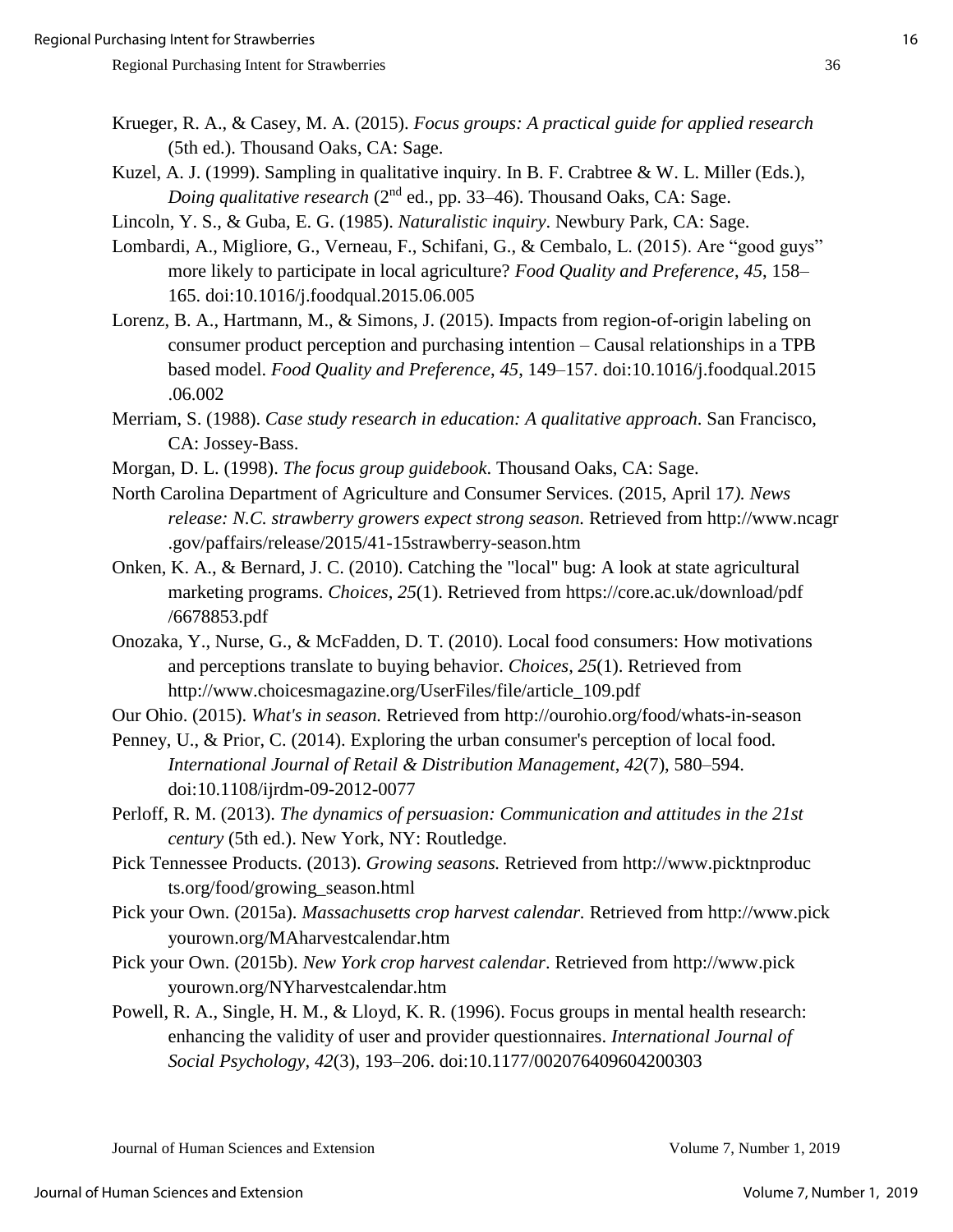Krueger, R. A., & Casey, M. A. (2015). *Focus groups: A practical guide for applied research* (5th ed.). Thousand Oaks, CA: Sage.

Kuzel, A. J. (1999). Sampling in qualitative inquiry. In B. F. Crabtree & W. L. Miller (Eds.), *Doing qualitative research* (2nd ed., pp. 33–46). Thousand Oaks, CA: Sage.

Lincoln, Y. S., & Guba, E. G. (1985). *Naturalistic inquiry*. Newbury Park, CA: Sage.

Lombardi, A., Migliore, G., Verneau, F., Schifani, G., & Cembalo, L. (2015). Are "good guys" more likely to participate in local agriculture? *Food Quality and Preference, 45*, 158–165. doi:10.1016/j.foodqual.2015.06.005

Lorenz, B. A., Hartmann, M., & Simons, J. (2015). Impacts from region-of-origin labeling on consumer product perception and purchasing intention – Causal relationships in a TPB based model. *Food Quality and Preference, 45*, 149–157. doi:10.1016/j.foodqual.2015.06.002

Merriam, S. (1988). *Case study research in education: A qualitative approach*. San Francisco, CA: Jossey-Bass.

Morgan, D. L. (1998). *The focus group guidebook*. Thousand Oaks, CA: Sage.

North Carolina Department of Agriculture and Consumer Services. (2015, April 17). *News release: N.C. strawberry growers expect strong season.* Retrieved from http://www.ncagr.gov/paffairs/release/2015/41-15strawberry-season.htm

Onken, K. A., & Bernard, J. C. (2010). Catching the "local" bug: A look at state agricultural marketing programs. *Choices, 25*(1). Retrieved from https://core.ac.uk/download/pdf/6678853.pdf

Onozaka, Y., Nurse, G., & McFadden, D. T. (2010). Local food consumers: How motivations and perceptions translate to buying behavior. *Choices, 25*(1). Retrieved from http://www.choicesmagazine.org/UserFiles/file/article_109.pdf

Our Ohio. (2015). *What's in season.* Retrieved from http://ourohio.org/food/whats-in-season

Penney, U., & Prior, C. (2014). Exploring the urban consumer's perception of local food. *International Journal of Retail & Distribution Management, 42*(7), 580–594. doi:10.1108/ijrdm-09-2012-0077

Perloff, R. M. (2013). *The dynamics of persuasion: Communication and attitudes in the 21st century* (5th ed.). New York, NY: Routledge.

Pick Tennessee Products. (2013). *Growing seasons.* Retrieved from http://www.picktnproducts.org/food/growing_season.html

Pick your Own. (2015a). *Massachusetts crop harvest calendar.* Retrieved from http://www.pickyourown.org/MAharvestcalendar.htm

Pick your Own. (2015b). *New York crop harvest calendar*. Retrieved from http://www.pickyourown.org/NYharvestcalendar.htm

Powell, R. A., Single, H. M., & Lloyd, K. R. (1996). Focus groups in mental health research: enhancing the validity of user and provider questionnaires. *International Journal of Social Psychology, 42*(3), 193–206. doi:10.1177/002076409604200303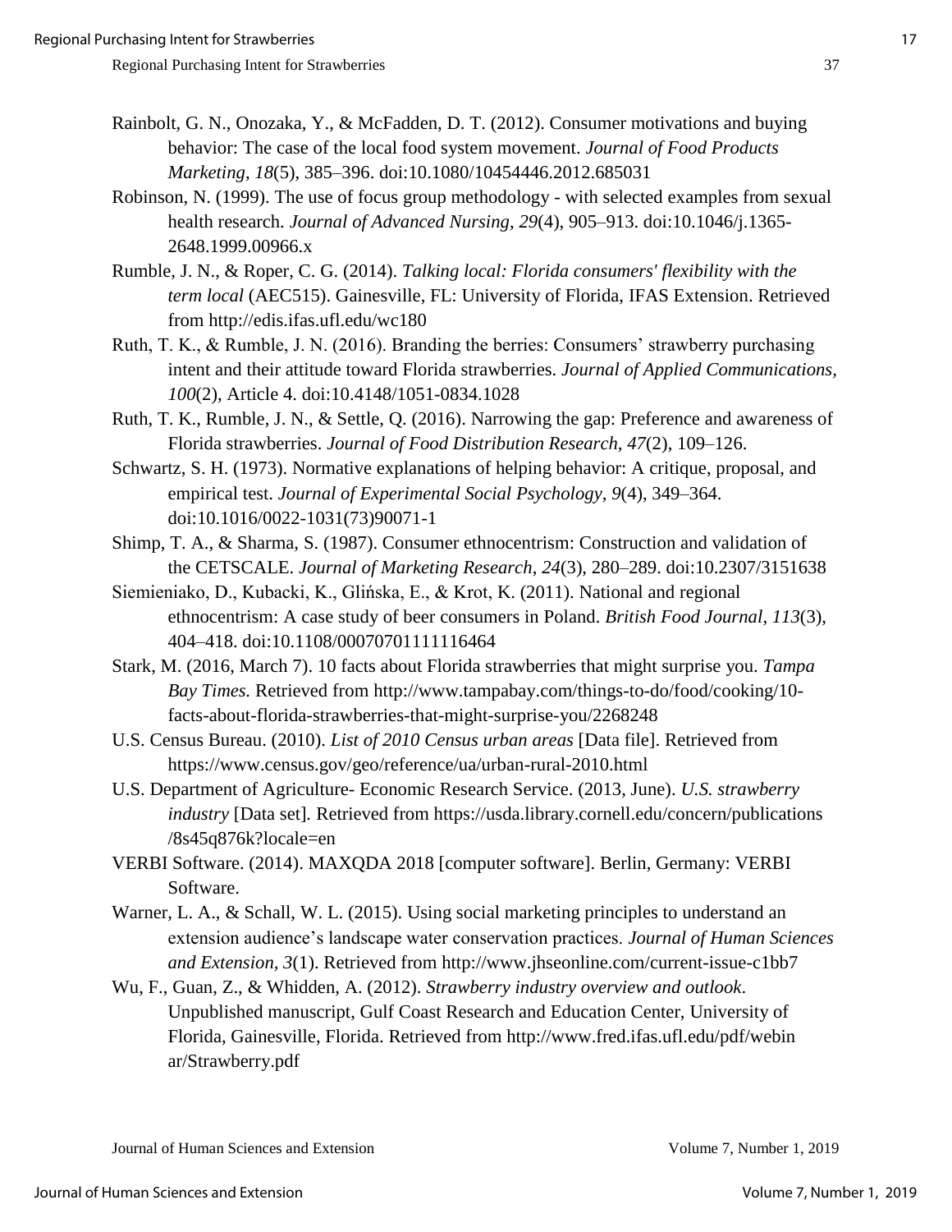Rainbolt, G. N., Onozaka, Y., & McFadden, D. T. (2012). Consumer motivations and buying behavior: The case of the local food system movement. *Journal of Food Products Marketing*, *18*(5), 385–396. doi:10.1080/10454446.2012.685031

Robinson, N. (1999). The use of focus group methodology - with selected examples from sexual health research. *Journal of Advanced Nursing*, *29*(4), 905–913. doi:10.1046/j.1365-2648.1999.00966.x

Rumble, J. N., & Roper, C. G. (2014). *Talking local: Florida consumers' flexibility with the term local* (AEC515). Gainesville, FL: University of Florida, IFAS Extension. Retrieved from http://edis.ifas.ufl.edu/wc180

Ruth, T. K., & Rumble, J. N. (2016). Branding the berries: Consumers' strawberry purchasing intent and their attitude toward Florida strawberries. *Journal of Applied Communications*, *100*(2), Article 4. doi:10.4148/1051-0834.1028

Ruth, T. K., Rumble, J. N., & Settle, Q. (2016). Narrowing the gap: Preference and awareness of Florida strawberries. *Journal of Food Distribution Research*, *47*(2), 109–126.

Schwartz, S. H. (1973). Normative explanations of helping behavior: A critique, proposal, and empirical test. *Journal of Experimental Social Psychology*, *9*(4), 349–364. doi:10.1016/0022-1031(73)90071-1

Shimp, T. A., & Sharma, S. (1987). Consumer ethnocentrism: Construction and validation of the CETSCALE. *Journal of Marketing Research*, *24*(3), 280–289. doi:10.2307/3151638

Siemieniako, D., Kubacki, K., Glińska, E., & Krot, K. (2011). National and regional ethnocentrism: A case study of beer consumers in Poland. *British Food Journal*, *113*(3), 404–418. doi:10.1108/00070701111116464

Stark, M. (2016, March 7). 10 facts about Florida strawberries that might surprise you. *Tampa Bay Times.* Retrieved from http://www.tampabay.com/things-to-do/food/cooking/10-facts-about-florida-strawberries-that-might-surprise-you/2268248

U.S. Census Bureau. (2010). *List of 2010 Census urban areas* [Data file]. Retrieved from https://www.census.gov/geo/reference/ua/urban-rural-2010.html

U.S. Department of Agriculture- Economic Research Service. (2013, June). *U.S. strawberry industry* [Data set]. Retrieved from https://usda.library.cornell.edu/concern/publications/8s45q876k?locale=en

VERBI Software. (2014). MAXQDA 2018 [computer software]. Berlin, Germany: VERBI Software.

Warner, L. A., & Schall, W. L. (2015). Using social marketing principles to understand an extension audience's landscape water conservation practices. *Journal of Human Sciences and Extension*, *3*(1). Retrieved from http://www.jhseonline.com/current-issue-c1bb7

Wu, F., Guan, Z., & Whidden, A. (2012). *Strawberry industry overview and outlook*. Unpublished manuscript, Gulf Coast Research and Education Center, University of Florida, Gainesville, Florida. Retrieved from http://www.fred.ifas.ufl.edu/pdf/webinar/Strawberry.pdf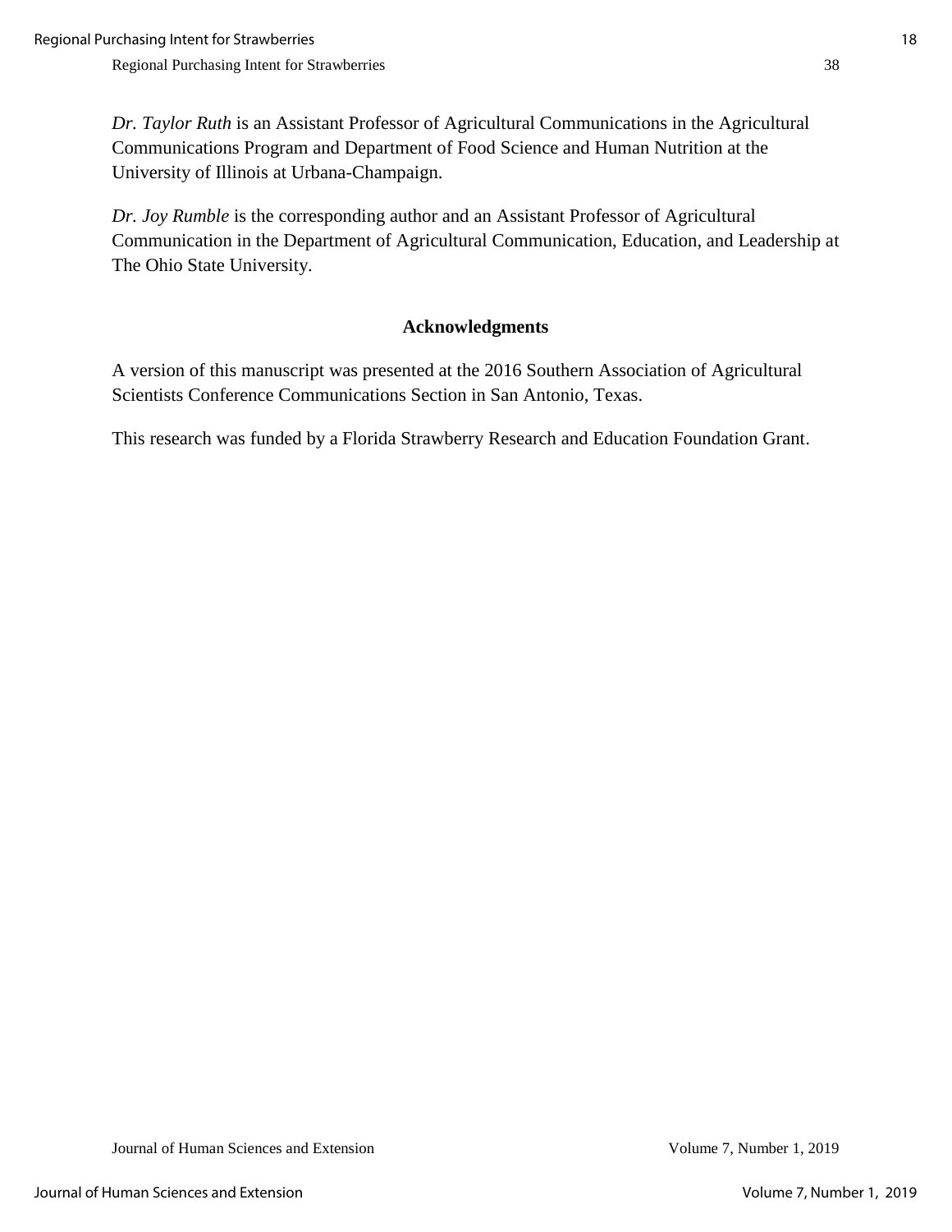*Dr. Taylor Ruth* is an Assistant Professor of Agricultural Communications in the Agricultural Communications Program and Department of Food Science and Human Nutrition at the University of Illinois at Urbana-Champaign.

*Dr. Joy Rumble* is the corresponding author and an Assistant Professor of Agricultural Communication in the Department of Agricultural Communication, Education, and Leadership at The Ohio State University.

## Acknowledgments

A version of this manuscript was presented at the 2016 Southern Association of Agricultural Scientists Conference Communications Section in San Antonio, Texas.

This research was funded by a Florida Strawberry Research and Education Foundation Grant.